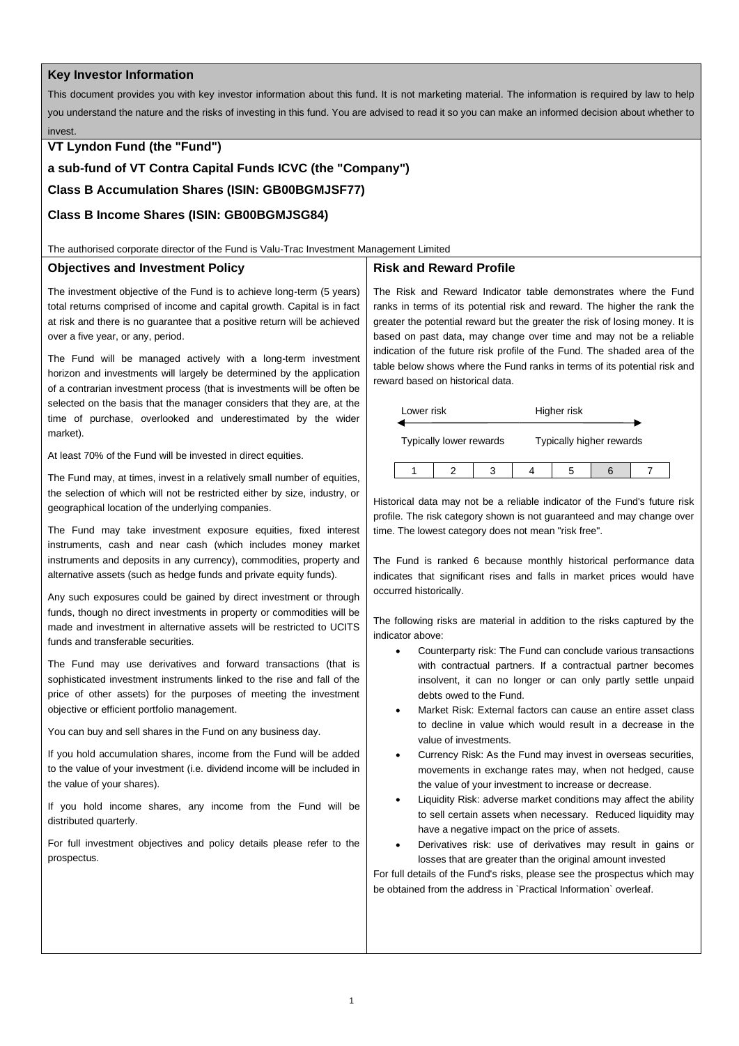## Key Investor Information

This document provides you with key investor information about this fund. It is not marketing material. The information is required by law to help you understand the nature and the risks of investing in this fund. You are advised to read it so you can make an informed decision about whether to invest.

**VT Lyndon Fund (the "Fund")**

**a sub-fund of VT Contra Capital Funds ICVC (the "Company")**

**Class B Accumulation Shares (ISIN: GB00BGMJSF77)**

**Class B Income Shares (ISIN: GB00BGMJSG84)**

The authorised corporate director of the Fund is Valu-Trac Investment Management Limited

### Objectives and Investment Policy

The investment objective of the Fund is to achieve long-term (5 years) total returns comprised of income and capital growth. Capital is in fact at risk and there is no guarantee that a positive return will be achieved over a five year, or any, period.

The Fund will be managed actively with a long-term investment horizon and investments will largely be determined by the application of a contrarian investment process (that is investments will be often be selected on the basis that the manager considers that they are, at the time of purchase, overlooked and underestimated by the wider market).

At least 70% of the Fund will be invested in direct equities.

The Fund may, at times, invest in a relatively small number of equities, the selection of which will not be restricted either by size, industry, or geographical location of the underlying companies.

The Fund may take investment exposure equities, fixed interest instruments, cash and near cash (which includes money market instruments and deposits in any currency), commodities, property and alternative assets (such as hedge funds and private equity funds).

Any such exposures could be gained by direct investment or through funds, though no direct investments in property or commodities will be made and investment in alternative assets will be restricted to UCITS funds and transferable securities.

The Fund may use derivatives and forward transactions (that is sophisticated investment instruments linked to the rise and fall of the price of other assets) for the purposes of meeting the investment objective or efficient portfolio management.

You can buy and sell shares in the Fund on any business day.

If you hold accumulation shares, income from the Fund will be added to the value of your investment (i.e. dividend income will be included in the value of your shares).

If you hold income shares, any income from the Fund will be distributed quarterly.

For full investment objectives and policy details please refer to the prospectus.

### Risk and Reward Profile

The Risk and Reward Indicator table demonstrates where the Fund ranks in terms of its potential risk and reward. The higher the rank the greater the potential reward but the greater the risk of losing money. It is based on past data, may change over time and may not be a reliable indication of the future risk profile of the Fund. The shaded area of the table below shows where the Fund ranks in terms of its potential risk and reward based on historical data.

| Lower risk | | | | Higher risk | | |
|---|---|---|---|---|---|---|
| Typically lower rewards | | | | Typically higher rewards | | |
| 1 | 2 | 3 | 4 | 5 | **6** | 7 |

Historical data may not be a reliable indicator of the Fund's future risk profile. The risk category shown is not guaranteed and may change over time. The lowest category does not mean "risk free".

The Fund is ranked 6 because monthly historical performance data indicates that significant rises and falls in market prices would have occurred historically.

The following risks are material in addition to the risks captured by the indicator above:

- Counterparty risk: The Fund can conclude various transactions with contractual partners. If a contractual partner becomes insolvent, it can no longer or can only partly settle unpaid debts owed to the Fund.
- Market Risk: External factors can cause an entire asset class to decline in value which would result in a decrease in the value of investments.
- Currency Risk: As the Fund may invest in overseas securities, movements in exchange rates may, when not hedged, cause the value of your investment to increase or decrease.
- Liquidity Risk: adverse market conditions may affect the ability to sell certain assets when necessary. Reduced liquidity may have a negative impact on the price of assets.
- Derivatives risk: use of derivatives may result in gains or losses that are greater than the original amount invested

For full details of the Fund's risks, please see the prospectus which may be obtained from the address in `Practical Information` overleaf.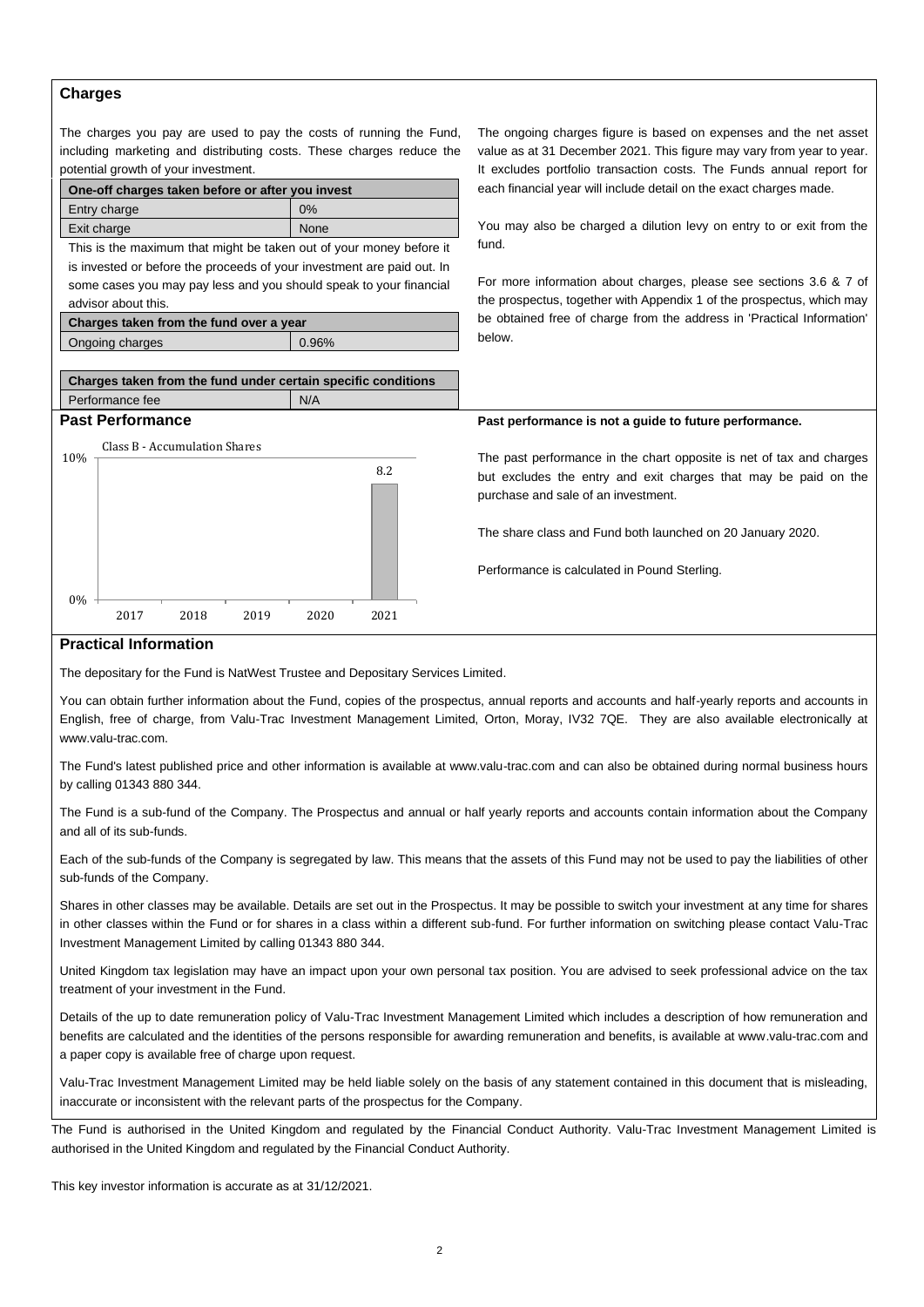## Charges

The charges you pay are used to pay the costs of running the Fund, including marketing and distributing costs. These charges reduce the potential growth of your investment.

| One-off charges taken before or after you invest | |
|---|---|
| Entry charge | 0% |
| Exit charge | None |

This is the maximum that might be taken out of your money before it is invested or before the proceeds of your investment are paid out. In some cases you may pay less and you should speak to your financial advisor about this.

| Charges taken from the fund over a year | |
|---|---|
| Ongoing charges | 0.96% |

| Charges taken from the fund under certain specific conditions | |
|---|---|
| Performance fee | N/A |

The ongoing charges figure is based on expenses and the net asset value as at 31 December 2021. This figure may vary from year to year. It excludes portfolio transaction costs. The Funds annual report for each financial year will include detail on the exact charges made.

You may also be charged a dilution levy on entry to or exit from the fund.

For more information about charges, please see sections 3.6 & 7 of the prospectus, together with Appendix 1 of the prospectus, which may be obtained free of charge from the address in 'Practical Information' below.

## Past Performance

Class B - Accumulation Shares

10%

8.2

0%

2017 2018 2019 2020 2021

**Past performance is not a guide to future performance.**

The past performance in the chart opposite is net of tax and charges but excludes the entry and exit charges that may be paid on the purchase and sale of an investment.

The share class and Fund both launched on 20 January 2020.

Performance is calculated in Pound Sterling.

## Practical Information

The depositary for the Fund is NatWest Trustee and Depositary Services Limited.

You can obtain further information about the Fund, copies of the prospectus, annual reports and accounts and half-yearly reports and accounts in English, free of charge, from Valu-Trac Investment Management Limited, Orton, Moray, IV32 7QE. They are also available electronically at www.valu-trac.com.

The Fund's latest published price and other information is available at www.valu-trac.com and can also be obtained during normal business hours by calling 01343 880 344.

The Fund is a sub-fund of the Company. The Prospectus and annual or half yearly reports and accounts contain information about the Company and all of its sub-funds.

Each of the sub-funds of the Company is segregated by law. This means that the assets of this Fund may not be used to pay the liabilities of other sub-funds of the Company.

Shares in other classes may be available. Details are set out in the Prospectus. It may be possible to switch your investment at any time for shares in other classes within the Fund or for shares in a class within a different sub-fund. For further information on switching please contact Valu-Trac Investment Management Limited by calling 01343 880 344.

United Kingdom tax legislation may have an impact upon your own personal tax position. You are advised to seek professional advice on the tax treatment of your investment in the Fund.

Details of the up to date remuneration policy of Valu-Trac Investment Management Limited which includes a description of how remuneration and benefits are calculated and the identities of the persons responsible for awarding remuneration and benefits, is available at www.valu-trac.com and a paper copy is available free of charge upon request.

Valu-Trac Investment Management Limited may be held liable solely on the basis of any statement contained in this document that is misleading, inaccurate or inconsistent with the relevant parts of the prospectus for the Company.

The Fund is authorised in the United Kingdom and regulated by the Financial Conduct Authority. Valu-Trac Investment Management Limited is authorised in the United Kingdom and regulated by the Financial Conduct Authority.

This key investor information is accurate as at 31/12/2021.